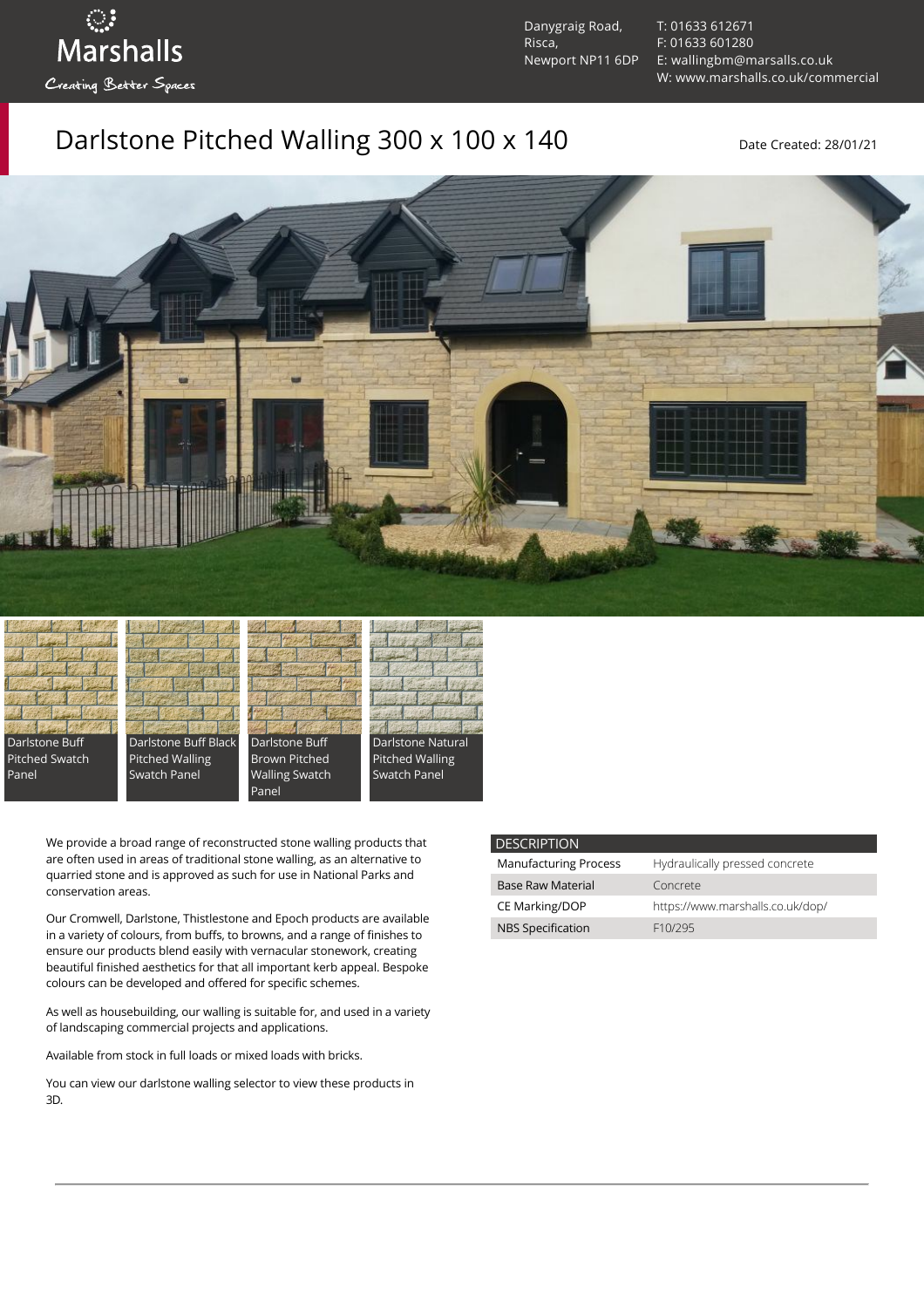Marshalls

Creating Better Spaces

Danygraig Road,
Risca,
Newport NP11 6DP

T: 01633 612671
F: 01633 601280
E: wallingbm@marsalls.co.uk
W: www.marshalls.co.uk/commercial

# Darlstone Pitched Walling 300 x 100 x 140

Date Created: 28/01/21

Darlstone Buff Pitched Swatch Panel

Darlstone Buff Black Pitched Walling Swatch Panel

Darlstone Buff Brown Pitched Walling Swatch Panel

Darlstone Natural Pitched Walling Swatch Panel

We provide a broad range of reconstructed stone walling products that are often used in areas of traditional stone walling, as an alternative to quarried stone and is approved as such for use in National Parks and conservation areas.

Our Cromwell, Darlstone, Thistlestone and Epoch products are available in a variety of colours, from buffs, to browns, and a range of finishes to ensure our products blend easily with vernacular stonework, creating beautiful finished aesthetics for that all important kerb appeal. Bespoke colours can be developed and offered for specific schemes.

As well as housebuilding, our walling is suitable for, and used in a variety of landscaping commercial projects and applications.

Available from stock in full loads or mixed loads with bricks.

You can view our darlstone walling selector to view these products in 3D.

| DESCRIPTION | |
|---|---|
| Manufacturing Process | Hydraulically pressed concrete |
| Base Raw Material | Concrete |
| CE Marking/DOP | https://www.marshalls.co.uk/dop/ |
| NBS Specification | F10/295 |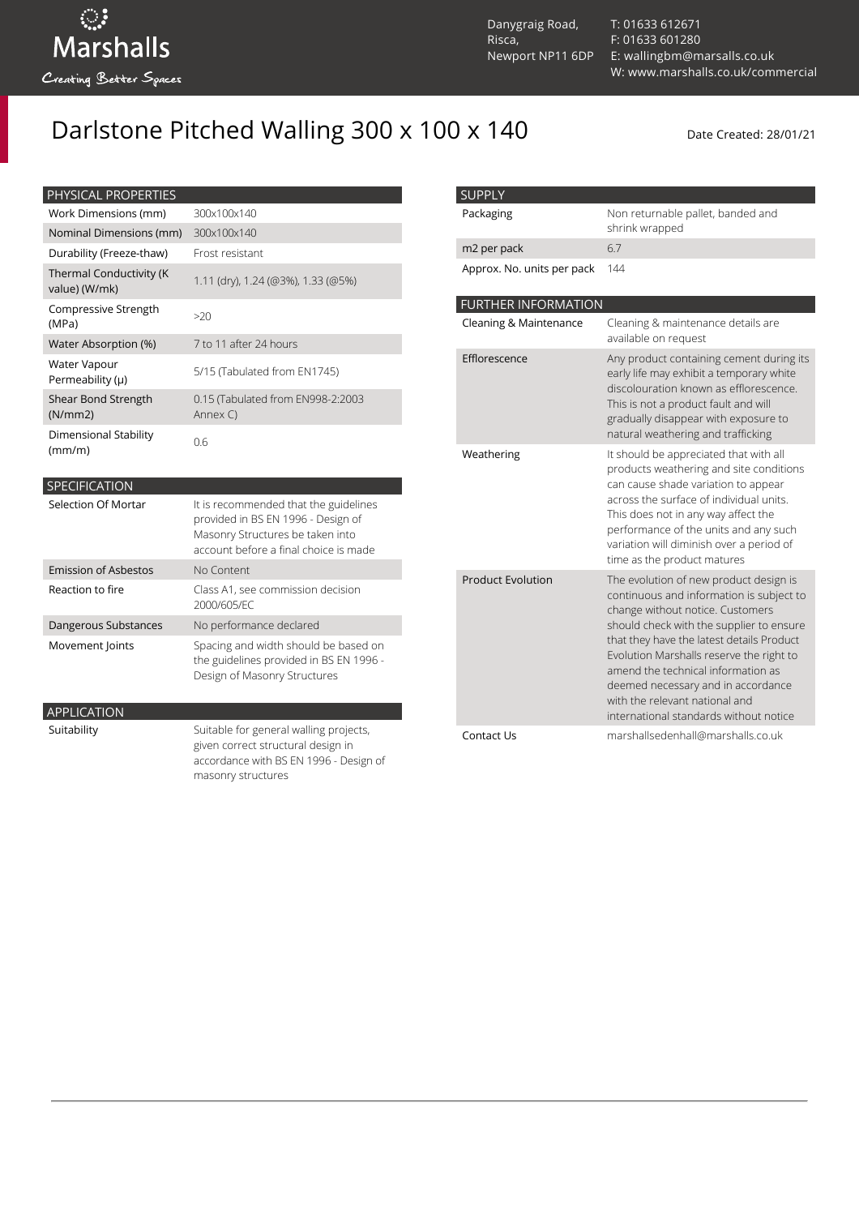Danygraig Road,
Risca,
Newport NP11 6DP

T: 01633 612671
F: 01633 601280
E: wallingbm@marsalls.co.uk
W: www.marshalls.co.uk/commercial

# Darlstone Pitched Walling 300 x 100 x 140

Date Created: 28/01/21

| PHYSICAL PROPERTIES | |
|---|---|
| Work Dimensions (mm) | 300x100x140 |
| Nominal Dimensions (mm) | 300x100x140 |
| Durability (Freeze-thaw) | Frost resistant |
| Thermal Conductivity (K value) (W/mk) | 1.11 (dry), 1.24 (@3%), 1.33 (@5%) |
| Compressive Strength (MPa) | >20 |
| Water Absorption (%) | 7 to 11 after 24 hours |
| Water Vapour Permeability (μ) | 5/15 (Tabulated from EN1745) |
| Shear Bond Strength (N/mm2) | 0.15 (Tabulated from EN998-2:2003 Annex C) |
| Dimensional Stability (mm/m) | 0.6 |

| SPECIFICATION | |
|---|---|
| Selection Of Mortar | It is recommended that the guidelines provided in BS EN 1996 - Design of Masonry Structures be taken into account before a final choice is made |
| Emission of Asbestos | No Content |
| Reaction to fire | Class A1, see commission decision 2000/605/EC |
| Dangerous Substances | No performance declared |
| Movement Joints | Spacing and width should be based on the guidelines provided in BS EN 1996 - Design of Masonry Structures |

| APPLICATION | |
|---|---|
| Suitability | Suitable for general walling projects, given correct structural design in accordance with BS EN 1996 - Design of masonry structures |

| SUPPLY | |
|---|---|
| Packaging | Non returnable pallet, banded and shrink wrapped |
| m2 per pack | 6.7 |
| Approx. No. units per pack | 144 |

| FURTHER INFORMATION | |
|---|---|
| Cleaning & Maintenance | Cleaning & maintenance details are available on request |
| Efflorescence | Any product containing cement during its early life may exhibit a temporary white discolouration known as efflorescence. This is not a product fault and will gradually disappear with exposure to natural weathering and trafficking |
| Weathering | It should be appreciated that with all products weathering and site conditions can cause shade variation to appear across the surface of individual units. This does not in any way affect the performance of the units and any such variation will diminish over a period of time as the product matures |
| Product Evolution | The evolution of new product design is continuous and information is subject to change without notice. Customers should check with the supplier to ensure that they have the latest details Product Evolution Marshalls reserve the right to amend the technical information as deemed necessary and in accordance with the relevant national and international standards without notice |
| Contact Us | marshallsedenhall@marshalls.co.uk |